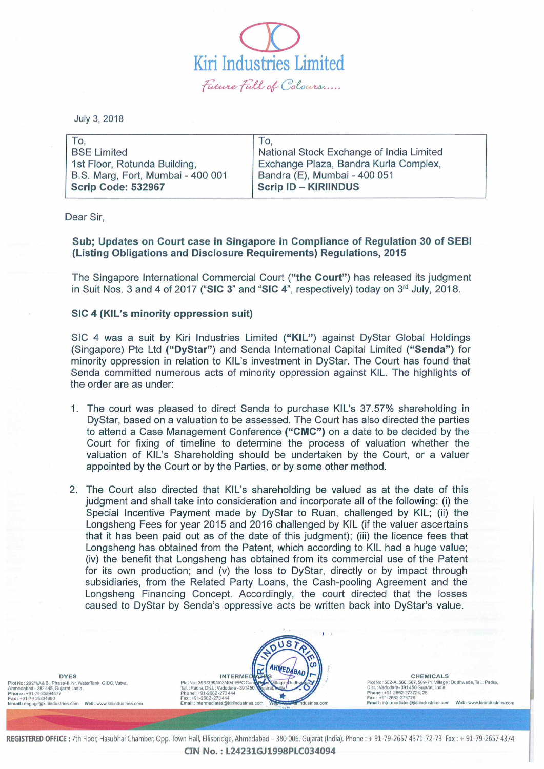# Kiri Industries Limited

*Future Full of Colours.....*

July 3, 2018

| | |
|---|---|
| To,<br>BSE Limited<br>1st Floor, Rotunda Building,<br>B.S. Marg, Fort, Mumbai - 400 001<br>**Scrip Code: 532967** | To,<br>National Stock Exchange of India Limited<br>Exchange Plaza, Bandra Kurla Complex,<br>Bandra (E), Mumbai - 400 051<br>**Scrip ID – KIRIINDUS** |

Dear Sir,

**Sub; Updates on Court case in Singapore in Compliance of Regulation 30 of SEBI (Listing Obligations and Disclosure Requirements) Regulations, 2015**

The Singapore International Commercial Court (**"the Court"**) has released its judgment in Suit Nos. 3 and 4 of 2017 (**"SIC 3"** and **"SIC 4"**, respectively) today on 3rd July, 2018.

**SIC 4 (KIL's minority oppression suit)**

SIC 4 was a suit by Kiri Industries Limited (**"KIL"**) against DyStar Global Holdings (Singapore) Pte Ltd (**"DyStar"**) and Senda International Capital Limited (**"Senda"**) for minority oppression in relation to KIL's investment in DyStar. The Court has found that Senda committed numerous acts of minority oppression against KIL. The highlights of the order are as under:

1. The court was pleased to direct Senda to purchase KIL's 37.57% shareholding in DyStar, based on a valuation to be assessed. The Court has also directed the parties to attend a Case Management Conference (**"CMC"**) on a date to be decided by the Court for fixing of timeline to determine the process of valuation whether the valuation of KIL's Shareholding should be undertaken by the Court, or a valuer appointed by the Court or by the Parties, or by some other method.

2. The Court also directed that KIL's shareholding be valued as at the date of this judgment and shall take into consideration and incorporate all of the following: (i) the Special Incentive Payment made by DyStar to Ruan, challenged by KIL; (ii) the Longsheng Fees for year 2015 and 2016 challenged by KIL (if the valuer ascertains that it has been paid out as of the date of this judgment); (iii) the licence fees that Longsheng has obtained from the Patent, which according to KIL had a huge value; (iv) the benefit that Longsheng has obtained from its commercial use of the Patent for its own production; and (v) the loss to DyStar, directly or by impact through subsidiaries, from the Related Party Loans, the Cash-pooling Agreement and the Longsheng Financing Concept. Accordingly, the court directed that the losses caused to DyStar by Senda's oppressive acts be written back into DyStar's value.

**DYES**
Plot No: 299/1/A & B, Phase-II, Nr. Water Tank, GIDC, Vatva, Ahmedabad – 382 445, Gujarat, India.
Phone: +91-79-25894477
Fax: +91-79-25834960
Email: engage@kiriindustries.com Web: www.kiriindustries.com

**INTERMEDIATES**
Plot No: 396/399/403/404, EPC Canal Road, Village: Dudhwada, Tal.: Padra, Dist.: Vadodara - 391450. Gujarat, India.
Phone: +91-2662-273 444
Fax: +91-2662-273 444
Email: intermediates@kiriindustries.com Web: www.kiriindustries.com

**CHEMICALS**
Plot No: 552-A, 566, 567, 569-71, Village: Dudhwada, Tal.: Padra, Dist.: Vadodara- 391 450 Gujarat, India.
Phone: +91-2662-273724, 25
Fax: +91-2662-273726
Email: intermediates@kiriindustries.com Web: www.kiriindustries.com

**REGISTERED OFFICE:** 7th Floor, Hasubhai Chamber, Opp. Town Hall, Ellisbridge, Ahmedabad – 380 006. Gujarat (India). Phone: + 91-79-2657 4371-72-73 Fax: + 91-79-2657 4374

**CIN No.: L24231GJ1998PLC034094**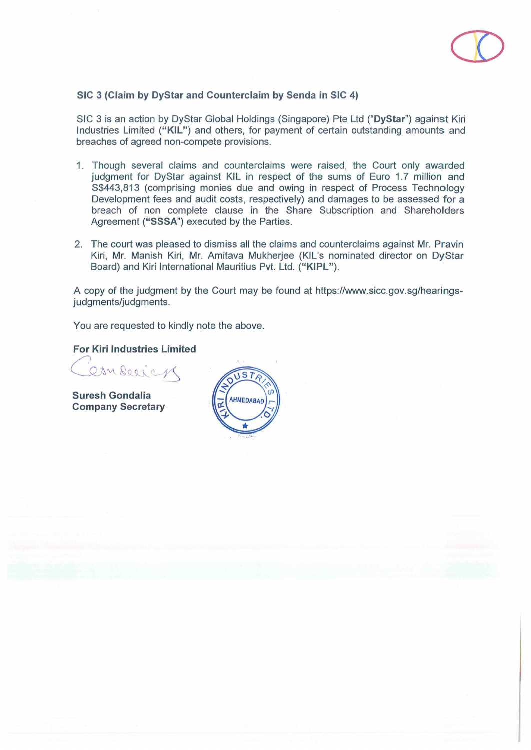**SIC 3 (Claim by DyStar and Counterclaim by Senda in SIC 4)**

SIC 3 is an action by DyStar Global Holdings (Singapore) Pte Ltd ("**DyStar**") against Kiri Industries Limited (**"KIL"**) and others, for payment of certain outstanding amounts and breaches of agreed non-compete provisions.

1. Though several claims and counterclaims were raised, the Court only awarded judgment for DyStar against KIL in respect of the sums of Euro 1.7 million and S$443,813 (comprising monies due and owing in respect of Process Technology Development fees and audit costs, respectively) and damages to be assessed for a breach of non complete clause in the Share Subscription and Shareholders Agreement (**"SSSA"**) executed by the Parties.

2. The court was pleased to dismiss all the claims and counterclaims against Mr. Pravin Kiri, Mr. Manish Kiri, Mr. Amitava Mukherjee (KIL's nominated director on DyStar Board) and Kiri International Mauritius Pvt. Ltd. (**"KIPL"**).

A copy of the judgment by the Court may be found at https://www.sicc.gov.sg/hearings-judgments/judgments.

You are requested to kindly note the above.

**For Kiri Industries Limited**

**Suresh Gondalia**
**Company Secretary**